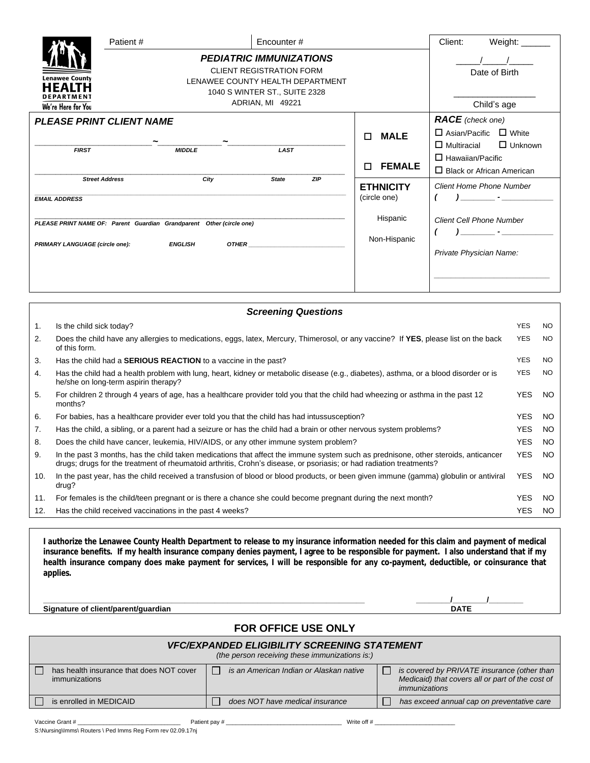Lenawee County HEALTH DEPARTMENT We're Here for You

Patient # | Encounter # | Client: Weight: ______

# *PEDIATRIC IMMUNIZATIONS*

CLIENT REGISTRATION FORM
LENAWEE COUNTY HEALTH DEPARTMENT
1040 S WINTER ST., SUITE 2328
ADRIAN, MI 49221

_____/_____/_____
Date of Birth

_________________
Child's age

***PLEASE PRINT CLIENT NAME***

________________________ ~ ____________ ~ ________________________
***FIRST*** ***MIDDLE*** ***LAST***

______________________________________________________________
***Street Address*** ***City*** ***State*** ***ZIP***

______________________________________________________________
***EMAIL ADDRESS***

______________________________________________________________
***PLEASE PRINT NAME OF: Parent Guardian Grandparent Other (circle one)***

***PRIMARY LANGUAGE (circle one):*** ***ENGLISH*** ***OTHER*** ______________________

☐ **MALE**

☐ **FEMALE**

**ETHNICITY**
(circle one)

Hispanic

Non-Hispanic

***RACE*** *(check one)*
☐ Asian/Pacific ☐ White
☐ Multiracial ☐ Unknown
☐ Hawaiian/Pacific
☐ Black or African American

*Client Home Phone Number*
*( ) _______ - ___________*

*Client Cell Phone Number*
*( ) _______ - ___________*

*Private Physician Name:*

___________________________

## *Screening Questions*

| | | | |
|---|---|---|---|
| 1. | Is the child sick today? | YES | NO |
| 2. | Does the child have any allergies to medications, eggs, latex, Mercury, Thimerosol, or any vaccine? If **YES**, please list on the back of this form. | YES | NO |
| 3. | Has the child had a **SERIOUS REACTION** to a vaccine in the past? | YES | NO |
| 4. | Has the child had a health problem with lung, heart, kidney or metabolic disease (e.g., diabetes), asthma, or a blood disorder or is he/she on long-term aspirin therapy? | YES | NO |
| 5. | For children 2 through 4 years of age, has a healthcare provider told you that the child had wheezing or asthma in the past 12 months? | YES | NO |
| 6. | For babies, has a healthcare provider ever told you that the child has had intussusception? | YES | NO |
| 7. | Has the child, a sibling, or a parent had a seizure or has the child had a brain or other nervous system problems? | YES | NO |
| 8. | Does the child have cancer, leukemia, HIV/AIDS, or any other immune system problem? | YES | NO |
| 9. | In the past 3 months, has the child taken medications that affect the immune system such as prednisone, other steroids, anticancer drugs; drugs for the treatment of rheumatoid arthritis, Crohn's disease, or psoriasis; or had radiation treatments? | YES | NO |
| 10. | In the past year, has the child received a transfusion of blood or blood products, or been given immune (gamma) globulin or antiviral drug? | YES | NO |
| 11. | For females is the child/teen pregnant or is there a chance she could become pregnant during the next month? | YES | NO |
| 12. | Has the child received vaccinations in the past 4 weeks? | YES | NO |

**I authorize the Lenawee County Health Department to release to my insurance information needed for this claim and payment of medical insurance benefits. If my health insurance company denies payment, I agree to be responsible for payment. I also understand that if my health insurance company does make payment for services, I will be responsible for any co-payment, deductible, or coinsurance that applies.**

______________________________________________________________ ________/________/________
**Signature of client/parent/guardian** **DATE**

## FOR OFFICE USE ONLY

### *VFC/EXPANDED ELIGIBILITY SCREENING STATEMENT*

*(the person receiving these immunizations is:)*

| | | |
|---|---|---|
| ☐ has health insurance that does NOT cover immunizations | ☐ *is an American Indian or Alaskan native* | ☐ *is covered by PRIVATE insurance (other than Medicaid) that covers all or part of the cost of immunizations* |
| ☐ is enrolled in MEDICAID | ☐ *does NOT have medical insurance* | ☐ *has exceed annual cap on preventative care* |

Vaccine Grant # ____________________________ Patient pay # ________________________________ Write off # ______________________

S:\Nursing\Imms\ Routers \ Ped Imms Reg Form rev 02.09.17nj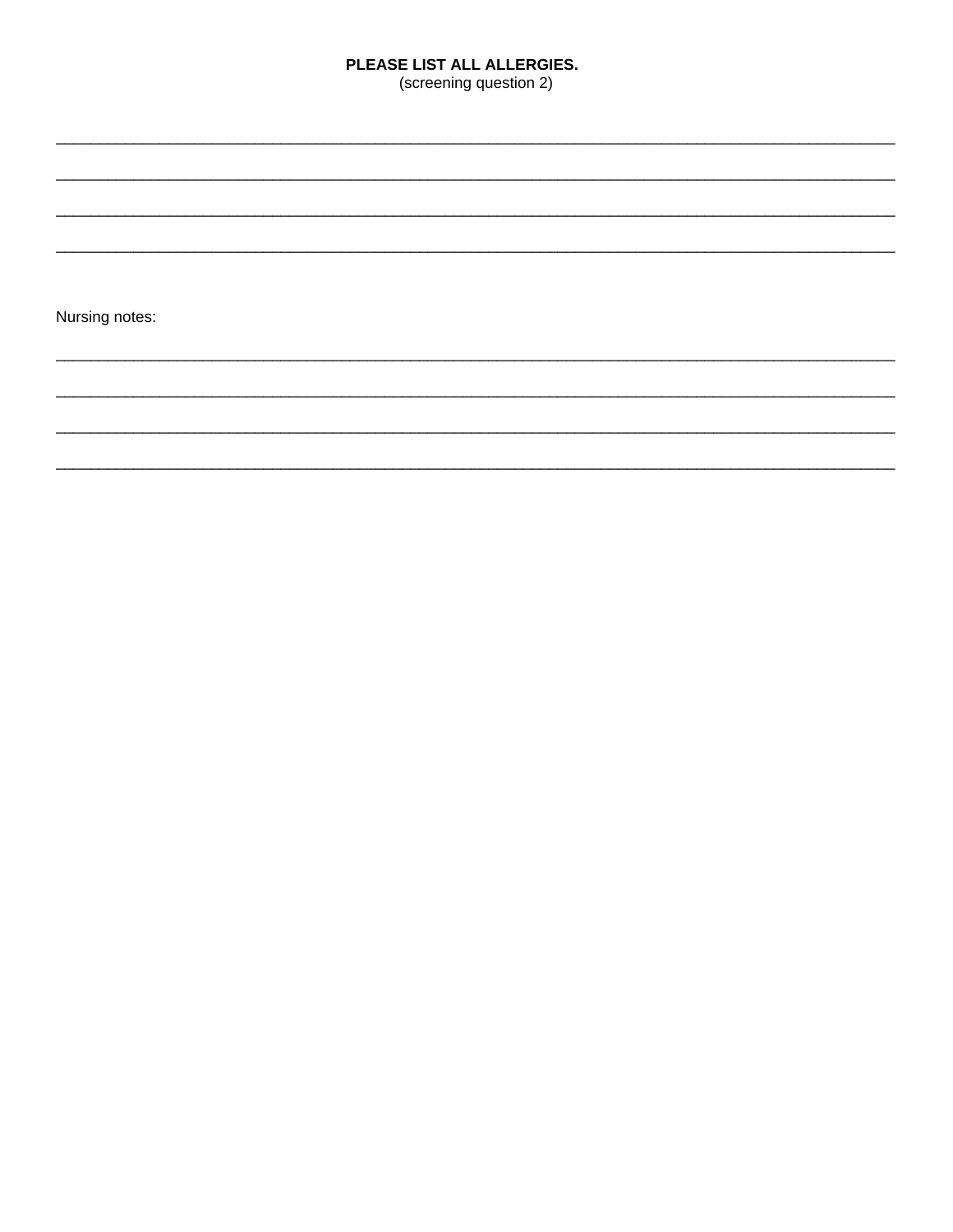**PLEASE LIST ALL ALLERGIES.**
(screening question 2)

\_\_\_\_\_\_\_\_\_\_\_\_\_\_\_\_\_\_\_\_\_\_\_\_\_\_\_\_\_\_\_\_\_\_\_\_\_\_\_\_\_\_\_\_\_\_\_\_\_\_\_\_\_\_\_\_\_\_\_\_\_\_\_\_\_\_\_\_\_\_\_\_\_\_\_\_\_\_

\_\_\_\_\_\_\_\_\_\_\_\_\_\_\_\_\_\_\_\_\_\_\_\_\_\_\_\_\_\_\_\_\_\_\_\_\_\_\_\_\_\_\_\_\_\_\_\_\_\_\_\_\_\_\_\_\_\_\_\_\_\_\_\_\_\_\_\_\_\_\_\_\_\_\_\_\_\_

\_\_\_\_\_\_\_\_\_\_\_\_\_\_\_\_\_\_\_\_\_\_\_\_\_\_\_\_\_\_\_\_\_\_\_\_\_\_\_\_\_\_\_\_\_\_\_\_\_\_\_\_\_\_\_\_\_\_\_\_\_\_\_\_\_\_\_\_\_\_\_\_\_\_\_\_\_\_

\_\_\_\_\_\_\_\_\_\_\_\_\_\_\_\_\_\_\_\_\_\_\_\_\_\_\_\_\_\_\_\_\_\_\_\_\_\_\_\_\_\_\_\_\_\_\_\_\_\_\_\_\_\_\_\_\_\_\_\_\_\_\_\_\_\_\_\_\_\_\_\_\_\_\_\_\_\_

Nursing notes:

\_\_\_\_\_\_\_\_\_\_\_\_\_\_\_\_\_\_\_\_\_\_\_\_\_\_\_\_\_\_\_\_\_\_\_\_\_\_\_\_\_\_\_\_\_\_\_\_\_\_\_\_\_\_\_\_\_\_\_\_\_\_\_\_\_\_\_\_\_\_\_\_\_\_\_\_\_\_

\_\_\_\_\_\_\_\_\_\_\_\_\_\_\_\_\_\_\_\_\_\_\_\_\_\_\_\_\_\_\_\_\_\_\_\_\_\_\_\_\_\_\_\_\_\_\_\_\_\_\_\_\_\_\_\_\_\_\_\_\_\_\_\_\_\_\_\_\_\_\_\_\_\_\_\_\_\_

\_\_\_\_\_\_\_\_\_\_\_\_\_\_\_\_\_\_\_\_\_\_\_\_\_\_\_\_\_\_\_\_\_\_\_\_\_\_\_\_\_\_\_\_\_\_\_\_\_\_\_\_\_\_\_\_\_\_\_\_\_\_\_\_\_\_\_\_\_\_\_\_\_\_\_\_\_\_

\_\_\_\_\_\_\_\_\_\_\_\_\_\_\_\_\_\_\_\_\_\_\_\_\_\_\_\_\_\_\_\_\_\_\_\_\_\_\_\_\_\_\_\_\_\_\_\_\_\_\_\_\_\_\_\_\_\_\_\_\_\_\_\_\_\_\_\_\_\_\_\_\_\_\_\_\_\_